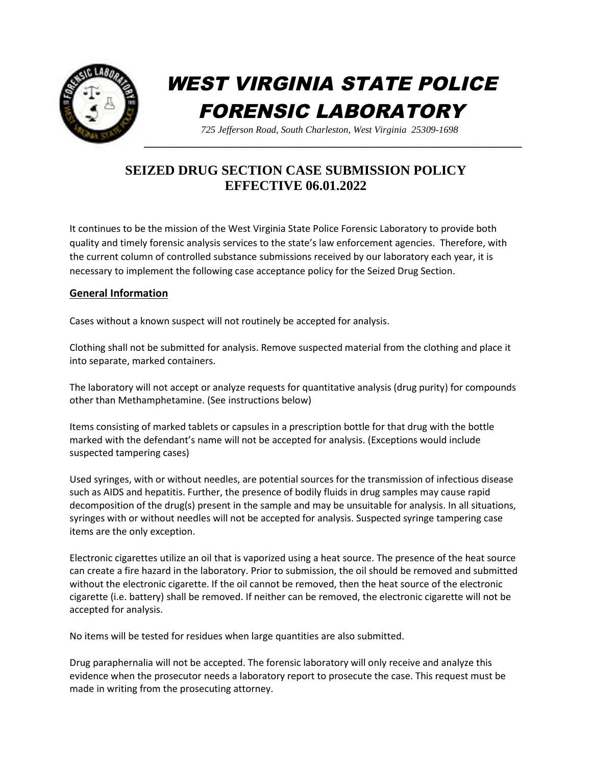# WEST VIRGINIA STATE POLICE FORENSIC LABORATORY

*725 Jefferson Road, South Charleston, West Virginia 25309-1698*

## SEIZED DRUG SECTION CASE SUBMISSION POLICY EFFECTIVE 06.01.2022

It continues to be the mission of the West Virginia State Police Forensic Laboratory to provide both quality and timely forensic analysis services to the state's law enforcement agencies. Therefore, with the current column of controlled substance submissions received by our laboratory each year, it is necessary to implement the following case acceptance policy for the Seized Drug Section.

### General Information

Cases without a known suspect will not routinely be accepted for analysis.

Clothing shall not be submitted for analysis. Remove suspected material from the clothing and place it into separate, marked containers.

The laboratory will not accept or analyze requests for quantitative analysis (drug purity) for compounds other than Methamphetamine. (See instructions below)

Items consisting of marked tablets or capsules in a prescription bottle for that drug with the bottle marked with the defendant's name will not be accepted for analysis. (Exceptions would include suspected tampering cases)

Used syringes, with or without needles, are potential sources for the transmission of infectious disease such as AIDS and hepatitis. Further, the presence of bodily fluids in drug samples may cause rapid decomposition of the drug(s) present in the sample and may be unsuitable for analysis. In all situations, syringes with or without needles will not be accepted for analysis. Suspected syringe tampering case items are the only exception.

Electronic cigarettes utilize an oil that is vaporized using a heat source. The presence of the heat source can create a fire hazard in the laboratory. Prior to submission, the oil should be removed and submitted without the electronic cigarette. If the oil cannot be removed, then the heat source of the electronic cigarette (i.e. battery) shall be removed. If neither can be removed, the electronic cigarette will not be accepted for analysis.

No items will be tested for residues when large quantities are also submitted.

Drug paraphernalia will not be accepted. The forensic laboratory will only receive and analyze this evidence when the prosecutor needs a laboratory report to prosecute the case. This request must be made in writing from the prosecuting attorney.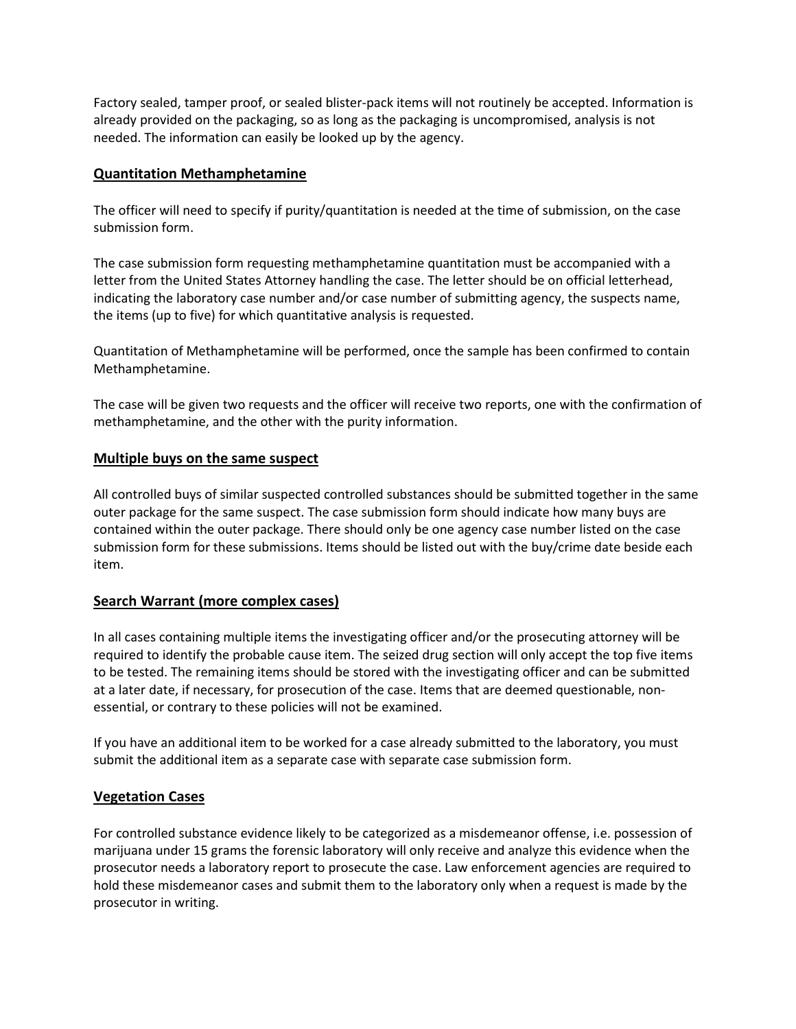Factory sealed, tamper proof, or sealed blister-pack items will not routinely be accepted. Information is already provided on the packaging, so as long as the packaging is uncompromised, analysis is not needed. The information can easily be looked up by the agency.

## Quantitation Methamphetamine

The officer will need to specify if purity/quantitation is needed at the time of submission, on the case submission form.

The case submission form requesting methamphetamine quantitation must be accompanied with a letter from the United States Attorney handling the case. The letter should be on official letterhead, indicating the laboratory case number and/or case number of submitting agency, the suspects name, the items (up to five) for which quantitative analysis is requested.

Quantitation of Methamphetamine will be performed, once the sample has been confirmed to contain Methamphetamine.

The case will be given two requests and the officer will receive two reports, one with the confirmation of methamphetamine, and the other with the purity information.

## Multiple buys on the same suspect

All controlled buys of similar suspected controlled substances should be submitted together in the same outer package for the same suspect. The case submission form should indicate how many buys are contained within the outer package. There should only be one agency case number listed on the case submission form for these submissions. Items should be listed out with the buy/crime date beside each item.

## Search Warrant (more complex cases)

In all cases containing multiple items the investigating officer and/or the prosecuting attorney will be required to identify the probable cause item. The seized drug section will only accept the top five items to be tested. The remaining items should be stored with the investigating officer and can be submitted at a later date, if necessary, for prosecution of the case. Items that are deemed questionable, non-essential, or contrary to these policies will not be examined.

If you have an additional item to be worked for a case already submitted to the laboratory, you must submit the additional item as a separate case with separate case submission form.

## Vegetation Cases

For controlled substance evidence likely to be categorized as a misdemeanor offense, i.e. possession of marijuana under 15 grams the forensic laboratory will only receive and analyze this evidence when the prosecutor needs a laboratory report to prosecute the case. Law enforcement agencies are required to hold these misdemeanor cases and submit them to the laboratory only when a request is made by the prosecutor in writing.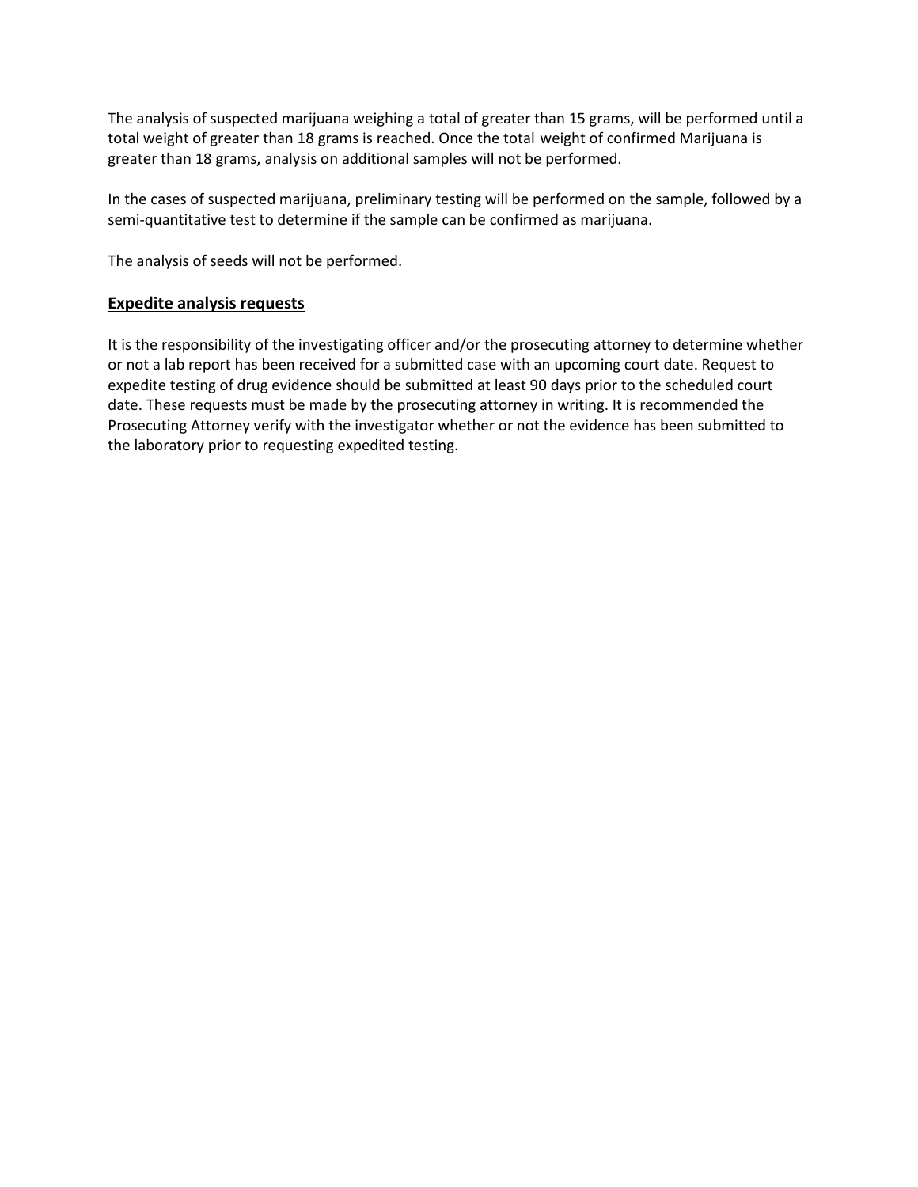The analysis of suspected marijuana weighing a total of greater than 15 grams, will be performed until a total weight of greater than 18 grams is reached. Once the total weight of confirmed Marijuana is greater than 18 grams, analysis on additional samples will not be performed.

In the cases of suspected marijuana, preliminary testing will be performed on the sample, followed by a semi-quantitative test to determine if the sample can be confirmed as marijuana.

The analysis of seeds will not be performed.

## **Expedite analysis requests**

It is the responsibility of the investigating officer and/or the prosecuting attorney to determine whether or not a lab report has been received for a submitted case with an upcoming court date. Request to expedite testing of drug evidence should be submitted at least 90 days prior to the scheduled court date. These requests must be made by the prosecuting attorney in writing. It is recommended the Prosecuting Attorney verify with the investigator whether or not the evidence has been submitted to the laboratory prior to requesting expedited testing.